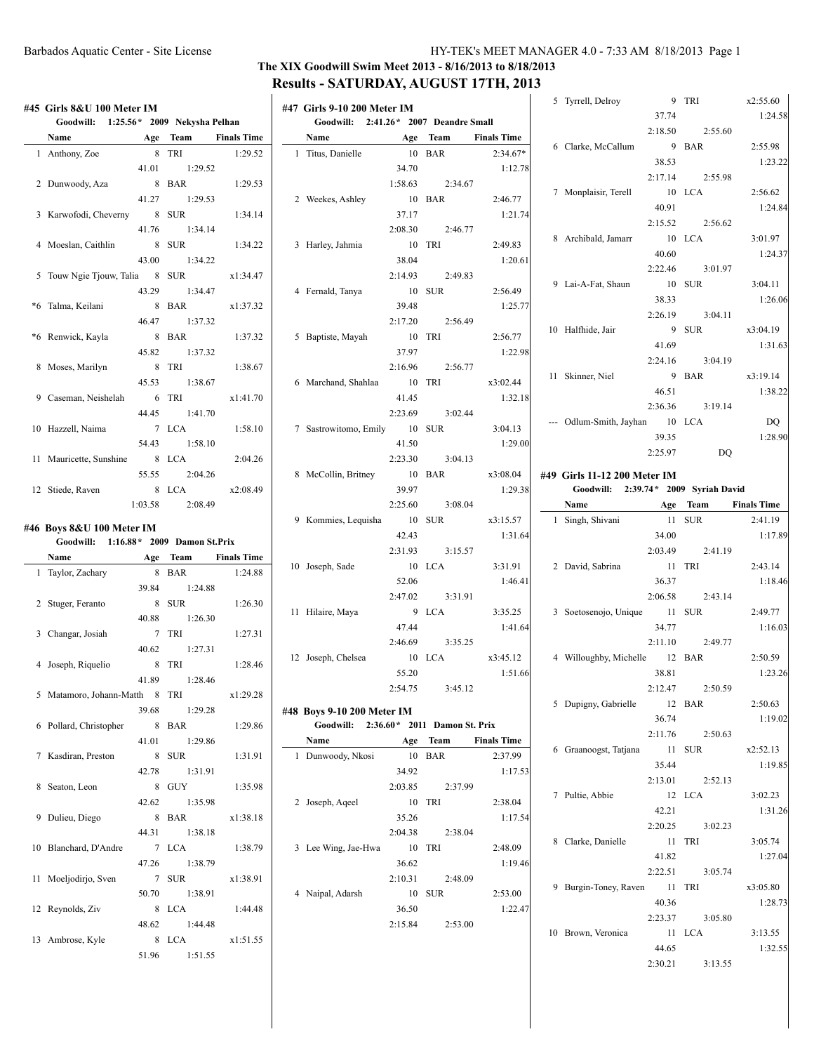## The XIX Goodwill Swim Meet 2013 - 8/16/2013 to 8/18/2013

## Results - SATURDAY, AUGUST 17TH, 2013

### #45 Girls 8&U 100 Meter IM

Goodwill: 1:25.56* 2009 Nekysha Pelhan

| | Name | Age | Team | Finals Time |
|---|---|---|---|---|
| 1 | Anthony, Zoe | 8 | TRI | 1:29.52 |
| | 41.01 | 1:29.52 | | |
| 2 | Dunwoody, Aza | 8 | BAR | 1:29.53 |
| | 41.27 | 1:29.53 | | |
| 3 | Karwofodi, Cheverny | 8 | SUR | 1:34.14 |
| | 41.76 | 1:34.14 | | |
| 4 | Moeslan, Caithlin | 8 | SUR | 1:34.22 |
| | 43.00 | 1:34.22 | | |
| 5 | Touw Ngie Tjouw, Talia | 8 | SUR | x1:34.47 |
| | 43.29 | 1:34.47 | | |
| *6 | Talma, Keilani | 8 | BAR | x1:37.32 |
| | 46.47 | 1:37.32 | | |
| *6 | Renwick, Kayla | 8 | BAR | 1:37.32 |
| | 45.82 | 1:37.32 | | |
| 8 | Moses, Marilyn | 8 | TRI | 1:38.67 |
| | 45.53 | 1:38.67 | | |
| 9 | Caseman, Neishelah | 6 | TRI | x1:41.70 |
| | 44.45 | 1:41.70 | | |
| 10 | Hazzell, Naima | 7 | LCA | 1:58.10 |
| | 54.43 | 1:58.10 | | |
| 11 | Mauricette, Sunshine | 8 | LCA | 2:04.26 |
| | 55.55 | 2:04.26 | | |
| 12 | Stiede, Raven | 8 | LCA | x2:08.49 |
| | 1:03.58 | 2:08.49 | | |

### #46 Boys 8&U 100 Meter IM

Goodwill: 1:16.88* 2009 Damon St.Prix

| | Name | Age | Team | Finals Time |
|---|---|---|---|---|
| 1 | Taylor, Zachary | 8 | BAR | 1:24.88 |
| | 39.84 | 1:24.88 | | |
| 2 | Stuger, Feranto | 8 | SUR | 1:26.30 |
| | 40.88 | 1:26.30 | | |
| 3 | Changar, Josiah | 7 | TRI | 1:27.31 |
| | 40.62 | 1:27.31 | | |
| 4 | Joseph, Riquelio | 8 | TRI | 1:28.46 |
| | 41.89 | 1:28.46 | | |
| 5 | Matamoro, Johann-Matth | 8 | TRI | x1:29.28 |
| | 39.68 | 1:29.28 | | |
| 6 | Pollard, Christopher | 8 | BAR | 1:29.86 |
| | 41.01 | 1:29.86 | | |
| 7 | Kasdiran, Preston | 8 | SUR | 1:31.91 |
| | 42.78 | 1:31.91 | | |
| 8 | Seaton, Leon | 8 | GUY | 1:35.98 |
| | 42.62 | 1:35.98 | | |
| 9 | Dulieu, Diego | 8 | BAR | x1:38.18 |
| | 44.31 | 1:38.18 | | |
| 10 | Blanchard, D'Andre | 7 | LCA | 1:38.79 |
| | 47.26 | 1:38.79 | | |
| 11 | Moeljodirjo, Sven | 7 | SUR | x1:38.91 |
| | 50.70 | 1:38.91 | | |
| 12 | Reynolds, Ziv | 8 | LCA | 1:44.48 |
| | 48.62 | 1:44.48 | | |
| 13 | Ambrose, Kyle | 8 | LCA | x1:51.55 |
| | 51.96 | 1:51.55 | | |

### #47 Girls 9-10 200 Meter IM

Goodwill: 2:41.26* 2007 Deandre Small

| | Name | Age | Team | Finals Time |
|---|---|---|---|---|
| 1 | Titus, Danielle | 10 | BAR | 2:34.67* |
| | 34.70 | | | 1:12.78 |
| | 1:58.63 | 2:34.67 | | |
| 2 | Weekes, Ashley | 10 | BAR | 2:46.77 |
| | 37.17 | | | 1:21.74 |
| | 2:08.30 | 2:46.77 | | |
| 3 | Harley, Jahmia | 10 | TRI | 2:49.83 |
| | 38.04 | | | 1:20.61 |
| | 2:14.93 | 2:49.83 | | |
| 4 | Fernald, Tanya | 10 | SUR | 2:56.49 |
| | 39.48 | | | 1:25.77 |
| | 2:17.20 | 2:56.49 | | |
| 5 | Baptiste, Mayah | 10 | TRI | 2:56.77 |
| | 37.97 | | | 1:22.98 |
| | 2:16.96 | 2:56.77 | | |
| 6 | Marchand, Shahlaa | 10 | TRI | x3:02.44 |
| | 41.45 | | | 1:32.18 |
| | 2:23.69 | 3:02.44 | | |
| 7 | Sastrowitomo, Emily | 10 | SUR | 3:04.13 |
| | 41.50 | | | 1:29.00 |
| | 2:23.30 | 3:04.13 | | |
| 8 | McCollin, Britney | 10 | BAR | x3:08.04 |
| | 39.97 | | | 1:29.38 |
| | 2:25.60 | 3:08.04 | | |
| 9 | Kommies, Lequisha | 10 | SUR | x3:15.57 |
| | 42.43 | | | 1:31.64 |
| | 2:31.93 | 3:15.57 | | |
| 10 | Joseph, Sade | 10 | LCA | 3:31.91 |
| | 52.06 | | | 1:46.41 |
| | 2:47.02 | 3:31.91 | | |
| 11 | Hilaire, Maya | 9 | LCA | 3:35.25 |
| | 47.44 | | | 1:41.64 |
| | 2:46.69 | 3:35.25 | | |
| 12 | Joseph, Chelsea | 10 | LCA | x3:45.12 |
| | 55.20 | | | 1:51.66 |
| | 2:54.75 | 3:45.12 | | |

### #48 Boys 9-10 200 Meter IM

Goodwill: 2:36.60* 2011 Damon St. Prix

| | Name | Age | Team | Finals Time |
|---|---|---|---|---|
| 1 | Dunwoody, Nkosi | 10 | BAR | 2:37.99 |
| | 34.92 | | | 1:17.53 |
| | 2:03.85 | 2:37.99 | | |
| 2 | Joseph, Aqeel | 10 | TRI | 2:38.04 |
| | 35.26 | | | 1:17.54 |
| | 2:04.38 | 2:38.04 | | |
| 3 | Lee Wing, Jae-Hwa | 10 | TRI | 2:48.09 |
| | 36.62 | | | 1:19.46 |
| | 2:10.31 | 2:48.09 | | |
| 4 | Naipal, Adarsh | 10 | SUR | 2:53.00 |
| | 36.50 | | | 1:22.47 |
| | 2:15.84 | 2:53.00 | | |
| 5 | Tyrrell, Delroy | 9 | TRI | x2:55.60 |
| | 37.74 | | | 1:24.58 |
| | 2:18.50 | 2:55.60 | | |
| 6 | Clarke, McCallum | 9 | BAR | 2:55.98 |
| | 38.53 | | | 1:23.22 |
| | 2:17.14 | 2:55.98 | | |
| 7 | Monplaisir, Terell | 10 | LCA | 2:56.62 |
| | 40.91 | | | 1:24.84 |
| | 2:15.52 | 2:56.62 | | |
| 8 | Archibald, Jamarr | 10 | LCA | 3:01.97 |
| | 40.60 | | | 1:24.37 |
| | 2:22.46 | 3:01.97 | | |
| 9 | Lai-A-Fat, Shaun | 10 | SUR | 3:04.11 |
| | 38.33 | | | 1:26.06 |
| | 2:26.19 | 3:04.11 | | |
| 10 | Halfhide, Jair | 9 | SUR | x3:04.19 |
| | 41.69 | | | 1:31.63 |
| | 2:24.16 | 3:04.19 | | |
| 11 | Skinner, Niel | 9 | BAR | x3:19.14 |
| | 46.51 | | | 1:38.22 |
| | 2:36.36 | 3:19.14 | | |
| --- | Odlum-Smith, Jayhan | 10 | LCA | DQ |
| | 39.35 | | | 1:28.90 |
| | 2:25.97 | DQ | | |

### #49 Girls 11-12 200 Meter IM

Goodwill: 2:39.74* 2009 Syriah David

| | Name | Age | Team | Finals Time |
|---|---|---|---|---|
| 1 | Singh, Shivani | 11 | SUR | 2:41.19 |
| | 34.00 | | | 1:17.89 |
| | 2:03.49 | 2:41.19 | | |
| 2 | David, Sabrina | 11 | TRI | 2:43.14 |
| | 36.37 | | | 1:18.46 |
| | 2:06.58 | 2:43.14 | | |
| 3 | Soetosenojo, Unique | 11 | SUR | 2:49.77 |
| | 34.77 | | | 1:16.03 |
| | 2:11.10 | 2:49.77 | | |
| 4 | Willoughby, Michelle | 12 | BAR | 2:50.59 |
| | 38.81 | | | 1:23.26 |
| | 2:12.47 | 2:50.59 | | |
| 5 | Dupigny, Gabrielle | 12 | BAR | 2:50.63 |
| | 36.74 | | | 1:19.02 |
| | 2:11.76 | 2:50.63 | | |
| 6 | Graanoogst, Tatjana | 11 | SUR | x2:52.13 |
| | 35.44 | | | 1:19.85 |
| | 2:13.01 | 2:52.13 | | |
| 7 | Pultie, Abbie | 12 | LCA | 3:02.23 |
| | 42.21 | | | 1:31.26 |
| | 2:20.25 | 3:02.23 | | |
| 8 | Clarke, Danielle | 11 | TRI | 3:05.74 |
| | 41.82 | | | 1:27.04 |
| | 2:22.51 | 3:05.74 | | |
| 9 | Burgin-Toney, Raven | 11 | TRI | x3:05.80 |
| | 40.36 | | | 1:28.73 |
| | 2:23.37 | 3:05.80 | | |
| 10 | Brown, Veronica | 11 | LCA | 3:13.55 |
| | 44.65 | | | 1:32.55 |
| | 2:30.21 | 3:13.55 | | |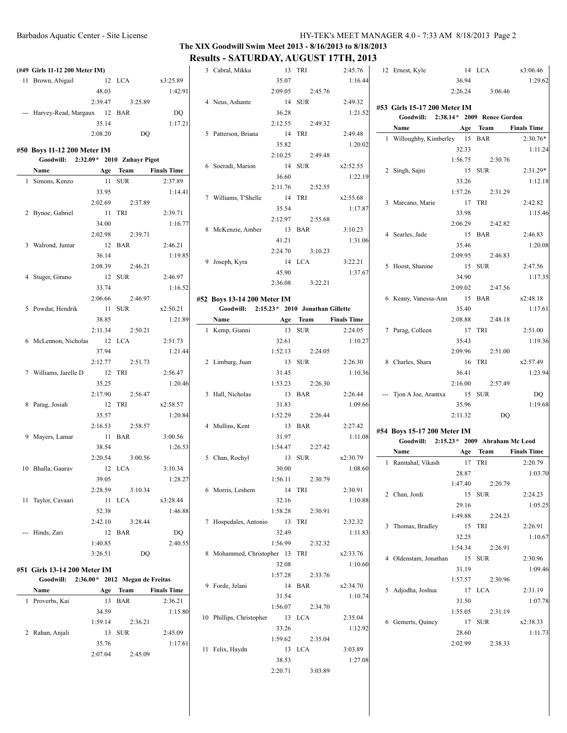## The XIX Goodwill Swim Meet 2013 - 8/16/2013 to 8/18/2013

## Results - SATURDAY, AUGUST 17TH, 2013

### (#49 Girls 11-12 200 Meter IM)

| | Name | Age | Team | | Finals Time |
|---|---|---|---|---|---|
| 11 | Brown, Abigail | 12 | LCA | | x3:25.89 |
| | | 48.03 | | | 1:42.91 |
| | | 2:39.47 | 3:25.89 | | |
| --- | Harvey-Read, Margaux | 12 | BAR | | DQ |
| | | 35.14 | | | 1:17.21 |
| | | 2:08.20 | DQ | | |

### #50 Boys 11-12 200 Meter IM

Goodwill: 2:32.09* 2010 Zuhayr Pigot

| | Name | Age | Team | | Finals Time |
|---|---|---|---|---|---|
| 1 | Simons, Kenzo | 11 | SUR | | 2:37.89 |
| | | 33.95 | | | 1:14.41 |
| | | 2:02.69 | 2:37.89 | | |
| 2 | Bynoe, Gabriel | 11 | TRI | | 2:39.71 |
| | | 34.00 | | | 1:16.77 |
| | | 2:02.98 | 2:39.71 | | |
| 3 | Walrond, Jumar | 12 | BAR | | 2:46.21 |
| | | 36.14 | | | 1:19.85 |
| | | 2:08.39 | 2:46.21 | | |
| 4 | Stuger, Girano | 12 | SUR | | 2:46.97 |
| | | 33.74 | | | 1:16.52 |
| | | 2:06.66 | 2:46.97 | | |
| 5 | Powdar, Hendrik | 11 | SUR | | x2:50.21 |
| | | 38.85 | | | 1:21.89 |
| | | 2:11.34 | 2:50.21 | | |
| 6 | McLennon, Nicholas | 12 | LCA | | 2:51.73 |
| | | 37.94 | | | 1:21.44 |
| | | 2:12.77 | 2:51.73 | | |
| 7 | Williams, Jarelle D | 12 | TRI | | 2:56.47 |
| | | 35.25 | | | 1:20.46 |
| | | 2:17.90 | 2:56.47 | | |
| 8 | Parag, Josiah | 12 | TRI | | x2:58.57 |
| | | 35.57 | | | 1:20.84 |
| | | 2:16.53 | 2:58.57 | | |
| 9 | Mayers, Lamar | 11 | BAR | | 3:00.56 |
| | | 38.54 | | | 1:26.53 |
| | | 2:20.54 | 3:00.56 | | |
| 10 | Bhalla, Gaurav | 12 | LCA | | 3:10.34 |
| | | 39.05 | | | 1:28.27 |
| | | 2:28.59 | 3:10.34 | | |
| 11 | Taylor, Cavaari | 11 | LCA | | x3:28.44 |
| | | 52.38 | | | 1:46.88 |
| | | 2:42.10 | 3:28.44 | | |
| --- | Hinds, Zari | 12 | BAR | | DQ |
| | | 1:40.85 | | | 2:40.55 |
| | | 3:26.51 | DQ | | |

### #51 Girls 13-14 200 Meter IM

Goodwill: 2:36.00* 2012 Megan de Freitas

| | Name | Age | Team | | Finals Time |
|---|---|---|---|---|---|
| 1 | Proverbs, Kai | 13 | BAR | | 2:36.21 |
| | | 34.59 | | | 1:15.80 |
| | | 1:59.14 | 2:36.21 | | |
| 2 | Rahan, Anjali | 13 | SUR | | 2:45.09 |
| | | 35.76 | | | 1:17.61 |
| | | 2:07.04 | 2:45.09 | | |
| 3 | Cabral, Mikka | 13 | TRI | | 2:45.76 |
| | | 35.07 | | | 1:16.44 |
| | | 2:09.05 | 2:45.76 | | |
| 4 | Neus, Ashante | 14 | SUR | | 2:49.32 |
| | | 36.28 | | | 1:21.52 |
| | | 2:12.55 | 2:49.32 | | |
| 5 | Patterson, Briana | 14 | TRI | | 2:49.48 |
| | | 35.82 | | | 1:20.02 |
| | | 2:10.25 | 2:49.48 | | |
| 6 | Soeradi, Marion | 14 | SUR | | x2:52.55 |
| | | 36.60 | | | 1:22.19 |
| | | 2:11.76 | 2:52.55 | | |
| 7 | Williams, T'Shelle | 14 | TRI | | x2:55.68 |
| | | 35.54 | | | 1:17.87 |
| | | 2:12.97 | 2:55.68 | | |
| 8 | McKenzie, Amber | 13 | BAR | | 3:10.23 |
| | | 41.21 | | | 1:31.06 |
| | | 2:24.70 | 3:10.23 | | |
| 9 | Joseph, Kyra | 14 | LCA | | 3:22.21 |
| | | 45.90 | | | 1:37.67 |
| | | 2:36.08 | 3:22.21 | | |

### #52 Boys 13-14 200 Meter IM

Goodwill: 2:15.23* 2010 Jonathan Gillette

| | Name | Age | Team | | Finals Time |
|---|---|---|---|---|---|
| 1 | Kemp, Gianni | 13 | SUR | | 2:24.05 |
| | | 32.61 | | | 1:10.27 |
| | | 1:52.13 | 2:24.05 | | |
| 2 | Limburg, Juan | 13 | SUR | | 2:26.30 |
| | | 31.45 | | | 1:10.36 |
| | | 1:53.23 | 2:26.30 | | |
| 3 | Hall, Nicholas | 13 | BAR | | 2:26.44 |
| | | 31.83 | | | 1:09.66 |
| | | 1:52.29 | 2:26.44 | | |
| 4 | Mullins, Kent | 13 | BAR | | 2:27.42 |
| | | 31.97 | | | 1:11.08 |
| | | 1:54.47 | 2:27.42 | | |
| 5 | Chan, Rochyl | 13 | SUR | | x2:30.79 |
| | | 30.00 | | | 1:08.60 |
| | | 1:56.11 | 2:30.79 | | |
| 6 | Morris, Leshem | 14 | TRI | | 2:30.91 |
| | | 32.16 | | | 1:10.88 |
| | | 1:58.28 | 2:30.91 | | |
| 7 | Hospedales, Antonio | 13 | TRI | | 2:32.32 |
| | | 32.49 | | | 1:11.83 |
| | | 1:56.99 | 2:32.32 | | |
| 8 | Mohammed, Christopher | 13 | TRI | | x2:33.76 |
| | | 32.08 | | | 1:10.60 |
| | | 1:57.28 | 2:33.76 | | |
| 9 | Forde, Jelani | 14 | BAR | | x2:34.70 |
| | | 31.54 | | | 1:10.74 |
| | | 1:56.07 | 2:34.70 | | |
| 10 | Phillips, Christopher | 13 | LCA | | 2:35.04 |
| | | 33.26 | | | 1:12.92 |
| | | 1:59.62 | 2:35.04 | | |
| 11 | Felix, Haydn | 13 | LCA | | 3:03.89 |
| | | 38.53 | | | 1:27.08 |
| | | 2:20.71 | 3:03.89 | | |
| 12 | Ernest, Kyle | 14 | LCA | | x3:06.46 |
| | | 36.94 | | | 1:29.62 |
| | | 2:26.24 | 3:06.46 | | |

### #53 Girls 15-17 200 Meter IM

Goodwill: 2:38.14* 2009 Renee Gordon

| | Name | Age | Team | | Finals Time |
|---|---|---|---|---|---|
| 1 | Willoughby, Kimberley | 15 | BAR | | 2:30.76* |
| | | 32.33 | | | 1:11.24 |
| | | 1:56.75 | 2:30.76 | | |
| 2 | Singh, Sajni | 15 | SUR | | 2:31.29* |
| | | 33.26 | | | 1:12.18 |
| | | 1:57.26 | 2:31.29 | | |
| 3 | Marcano, Marie | 17 | TRI | | 2:42.82 |
| | | 33.98 | | | 1:15.46 |
| | | 2:06.29 | 2:42.82 | | |
| 4 | Searles, Jade | 15 | BAR | | 2:46.83 |
| | | 35.46 | | | 1:20.08 |
| | | 2:09.95 | 2:46.83 | | |
| 5 | Hoost, Shanine | 15 | SUR | | 2:47.56 |
| | | 34.90 | | | 1:17.35 |
| | | 2:09.02 | 2:47.56 | | |
| 6 | Keany, Vanessa-Ann | 15 | BAR | | x2:48.18 |
| | | 35.40 | | | 1:17.61 |
| | | 2:08.88 | 2:48.18 | | |
| 7 | Parag, Colleen | 17 | TRI | | 2:51.00 |
| | | 35.43 | | | 1:19.36 |
| | | 2:09.96 | 2:51.00 | | |
| 8 | Charles, Shara | 16 | TRI | | x2:57.49 |
| | | 36.41 | | | 1:23.94 |
| | | 2:16.00 | 2:57.49 | | |
| --- | Tjon A Joe, Arantxa | 15 | SUR | | DQ |
| | | 35.96 | | | 1:19.68 |
| | | 2:11.32 | DQ | | |

### #54 Boys 15-17 200 Meter IM

Goodwill: 2:15.23* 2009 Abraham Mc Leod

| | Name | Age | Team | | Finals Time |
|---|---|---|---|---|---|
| 1 | Ramtahal, Vikash | 17 | TRI | | 2:20.79 |
| | | 28.87 | | | 1:03.70 |
| | | 1:47.40 | 2:20.79 | | |
| 2 | Chan, Jordi | 15 | SUR | | 2:24.23 |
| | | 29.16 | | | 1:05.25 |
| | | 1:49.88 | 2:24.23 | | |
| 3 | Thomas, Bradley | 15 | TRI | | 2:26.91 |
| | | 32.25 | | | 1:10.67 |
| | | 1:54.34 | 2:26.91 | | |
| 4 | Oldenstam, Jonathan | 15 | SUR | | 2:30.96 |
| | | 31.19 | | | 1:09.46 |
| | | 1:57.57 | 2:30.96 | | |
| 5 | Adjodha, Joshua | 17 | LCA | | 2:31.19 |
| | | 31.50 | | | 1:07.78 |
| | | 1:55.05 | 2:31.19 | | |
| 6 | Gemerts, Quincy | 17 | SUR | | x2:38.33 |
| | | 28.60 | | | 1:11.73 |
| | | 2:02.99 | 2:38.33 | | |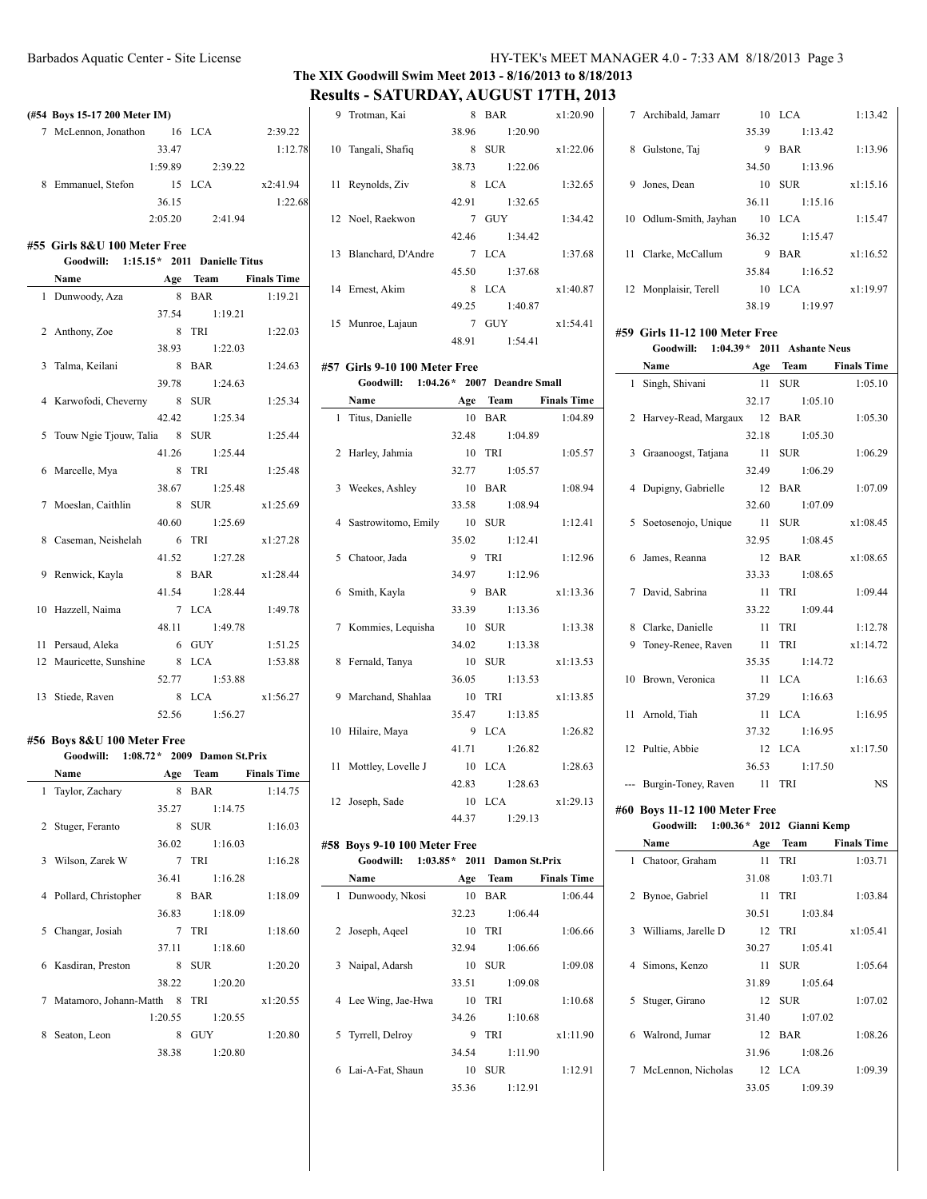## The XIX Goodwill Swim Meet 2013 - 8/16/2013 to 8/18/2013

## Results - SATURDAY, AUGUST 17TH, 2013

### (#54 Boys 15-17 200 Meter IM)

| | Name | Age | Team | Finals Time |
|---|---|---|---|---|
| 7 | McLennon, Jonathon | 16 | LCA | 2:39.22 |
| | 33.47 | | | 1:12.78 |
| | 1:59.89 | 2:39.22 | | |
| 8 | Emmanuel, Stefon | 15 | LCA | x2:41.94 |
| | 36.15 | | | 1:22.68 |
| | 2:05.20 | 2:41.94 | | |

### #55 Girls 8&U 100 Meter Free

Goodwill: 1:15.15* 2011 Danielle Titus

| | Name | Age | Team | Finals Time |
|---|---|---|---|---|
| 1 | Dunwoody, Aza | 8 | BAR | 1:19.21 |
| | 37.54 | 1:19.21 | | |
| 2 | Anthony, Zoe | 8 | TRI | 1:22.03 |
| | 38.93 | 1:22.03 | | |
| 3 | Talma, Keilani | 8 | BAR | 1:24.63 |
| | 39.78 | 1:24.63 | | |
| 4 | Karwofodi, Cheverny | 8 | SUR | 1:25.34 |
| | 42.42 | 1:25.34 | | |
| 5 | Touw Ngie Tjouw, Talia | 8 | SUR | 1:25.44 |
| | 41.26 | 1:25.44 | | |
| 6 | Marcelle, Mya | 8 | TRI | 1:25.48 |
| | 38.67 | 1:25.48 | | |
| 7 | Moeslan, Caithlin | 8 | SUR | x1:25.69 |
| | 40.60 | 1:25.69 | | |
| 8 | Caseman, Neishelah | 6 | TRI | x1:27.28 |
| | 41.52 | 1:27.28 | | |
| 9 | Renwick, Kayla | 8 | BAR | x1:28.44 |
| | 41.54 | 1:28.44 | | |
| 10 | Hazzell, Naima | 7 | LCA | 1:49.78 |
| | 48.11 | 1:49.78 | | |
| 11 | Persaud, Aleka | 6 | GUY | 1:51.25 |
| 12 | Mauricette, Sunshine | 8 | LCA | 1:53.88 |
| | 52.77 | 1:53.88 | | |
| 13 | Stiede, Raven | 8 | LCA | x1:56.27 |
| | 52.56 | 1:56.27 | | |

### #56 Boys 8&U 100 Meter Free

Goodwill: 1:08.72* 2009 Damon St.Prix

| | Name | Age | Team | Finals Time |
|---|---|---|---|---|
| 1 | Taylor, Zachary | 8 | BAR | 1:14.75 |
| | 35.27 | 1:14.75 | | |
| 2 | Stuger, Feranto | 8 | SUR | 1:16.03 |
| | 36.02 | 1:16.03 | | |
| 3 | Wilson, Zarek W | 7 | TRI | 1:16.28 |
| | 36.41 | 1:16.28 | | |
| 4 | Pollard, Christopher | 8 | BAR | 1:18.09 |
| | 36.83 | 1:18.09 | | |
| 5 | Changar, Josiah | 7 | TRI | 1:18.60 |
| | 37.11 | 1:18.60 | | |
| 6 | Kasdiran, Preston | 8 | SUR | 1:20.20 |
| | 38.22 | 1:20.20 | | |
| 7 | Matamoro, Johann-Matth | 8 | TRI | x1:20.55 |
| | 1:20.55 | 1:20.55 | | |
| 8 | Seaton, Leon | 8 | GUY | 1:20.80 |
| | 38.38 | 1:20.80 | | |
| 9 | Trotman, Kai | 8 | BAR | x1:20.90 |
| | 38.96 | 1:20.90 | | |
| 10 | Tangali, Shafiq | 8 | SUR | x1:22.06 |
| | 38.73 | 1:22.06 | | |
| 11 | Reynolds, Ziv | 8 | LCA | 1:32.65 |
| | 42.91 | 1:32.65 | | |
| 12 | Noel, Raekwon | 7 | GUY | 1:34.42 |
| | 42.46 | 1:34.42 | | |
| 13 | Blanchard, D'Andre | 7 | LCA | 1:37.68 |
| | 45.50 | 1:37.68 | | |
| 14 | Ernest, Akim | 8 | LCA | x1:40.87 |
| | 49.25 | 1:40.87 | | |
| 15 | Munroe, Lajaun | 7 | GUY | x1:54.41 |
| | 48.91 | 1:54.41 | | |

### #57 Girls 9-10 100 Meter Free

Goodwill: 1:04.26* 2007 Deandre Small

| | Name | Age | Team | Finals Time |
|---|---|---|---|---|
| 1 | Titus, Danielle | 10 | BAR | 1:04.89 |
| | 32.48 | 1:04.89 | | |
| 2 | Harley, Jahmia | 10 | TRI | 1:05.57 |
| | 32.77 | 1:05.57 | | |
| 3 | Weekes, Ashley | 10 | BAR | 1:08.94 |
| | 33.58 | 1:08.94 | | |
| 4 | Sastrowitomo, Emily | 10 | SUR | 1:12.41 |
| | 35.02 | 1:12.41 | | |
| 5 | Chatoor, Jada | 9 | TRI | 1:12.96 |
| | 34.97 | 1:12.96 | | |
| 6 | Smith, Kayla | 9 | BAR | x1:13.36 |
| | 33.39 | 1:13.36 | | |
| 7 | Kommies, Lequisha | 10 | SUR | 1:13.38 |
| | 34.02 | 1:13.38 | | |
| 8 | Fernald, Tanya | 10 | SUR | x1:13.53 |
| | 36.05 | 1:13.53 | | |
| 9 | Marchand, Shahlaa | 10 | TRI | x1:13.85 |
| | 35.47 | 1:13.85 | | |
| 10 | Hilaire, Maya | 9 | LCA | 1:26.82 |
| | 41.71 | 1:26.82 | | |
| 11 | Mottley, Lovelle J | 10 | LCA | 1:28.63 |
| | 42.83 | 1:28.63 | | |
| 12 | Joseph, Sade | 10 | LCA | x1:29.13 |
| | 44.37 | 1:29.13 | | |

### #58 Boys 9-10 100 Meter Free

Goodwill: 1:03.85* 2011 Damon St.Prix

| | Name | Age | Team | Finals Time |
|---|---|---|---|---|
| 1 | Dunwoody, Nkosi | 10 | BAR | 1:06.44 |
| | 32.23 | 1:06.44 | | |
| 2 | Joseph, Aqeel | 10 | TRI | 1:06.66 |
| | 32.94 | 1:06.66 | | |
| 3 | Naipal, Adarsh | 10 | SUR | 1:09.08 |
| | 33.51 | 1:09.08 | | |
| 4 | Lee Wing, Jae-Hwa | 10 | TRI | 1:10.68 |
| | 34.26 | 1:10.68 | | |
| 5 | Tyrrell, Delroy | 9 | TRI | x1:11.90 |
| | 34.54 | 1:11.90 | | |
| 6 | Lai-A-Fat, Shaun | 10 | SUR | 1:12.91 |
| | 35.36 | 1:12.91 | | |
| 7 | Archibald, Jamarr | 10 | LCA | 1:13.42 |
| | 35.39 | 1:13.42 | | |
| 8 | Gulstone, Taj | 9 | BAR | 1:13.96 |
| | 34.50 | 1:13.96 | | |
| 9 | Jones, Dean | 10 | SUR | x1:15.16 |
| | 36.11 | 1:15.16 | | |
| 10 | Odlum-Smith, Jayhan | 10 | LCA | 1:15.47 |
| | 36.32 | 1:15.47 | | |
| 11 | Clarke, McCallum | 9 | BAR | x1:16.52 |
| | 35.84 | 1:16.52 | | |
| 12 | Monplaisir, Terell | 10 | LCA | x1:19.97 |
| | 38.19 | 1:19.97 | | |

### #59 Girls 11-12 100 Meter Free

Goodwill: 1:04.39* 2011 Ashante Neus

| | Name | Age | Team | Finals Time |
|---|---|---|---|---|
| 1 | Singh, Shivani | 11 | SUR | 1:05.10 |
| | 32.17 | 1:05.10 | | |
| 2 | Harvey-Read, Margaux | 12 | BAR | 1:05.30 |
| | 32.18 | 1:05.30 | | |
| 3 | Graanoogst, Tatjana | 11 | SUR | 1:06.29 |
| | 32.49 | 1:06.29 | | |
| 4 | Dupigny, Gabrielle | 12 | BAR | 1:07.09 |
| | 32.60 | 1:07.09 | | |
| 5 | Soetosenojo, Unique | 11 | SUR | x1:08.45 |
| | 32.95 | 1:08.45 | | |
| 6 | James, Reanna | 12 | BAR | x1:08.65 |
| | 33.33 | 1:08.65 | | |
| 7 | David, Sabrina | 11 | TRI | 1:09.44 |
| | 33.22 | 1:09.44 | | |
| 8 | Clarke, Danielle | 11 | TRI | 1:12.78 |
| 9 | Toney-Renee, Raven | 11 | TRI | x1:14.72 |
| | 35.35 | 1:14.72 | | |
| 10 | Brown, Veronica | 11 | LCA | 1:16.63 |
| | 37.29 | 1:16.63 | | |
| 11 | Arnold, Tiah | 11 | LCA | 1:16.95 |
| | 37.32 | 1:16.95 | | |
| 12 | Pultie, Abbie | 12 | LCA | x1:17.50 |
| | 36.53 | 1:17.50 | | |
| --- | Burgin-Toney, Raven | 11 | TRI | NS |

### #60 Boys 11-12 100 Meter Free

Goodwill: 1:00.36* 2012 Gianni Kemp

| | Name | Age | Team | Finals Time |
|---|---|---|---|---|
| 1 | Chatoor, Graham | 11 | TRI | 1:03.71 |
| | 31.08 | 1:03.71 | | |
| 2 | Bynoe, Gabriel | 11 | TRI | 1:03.84 |
| | 30.51 | 1:03.84 | | |
| 3 | Williams, Jarelle D | 12 | TRI | x1:05.41 |
| | 30.27 | 1:05.41 | | |
| 4 | Simons, Kenzo | 11 | SUR | 1:05.64 |
| | 31.89 | 1:05.64 | | |
| 5 | Stuger, Girano | 12 | SUR | 1:07.02 |
| | 31.40 | 1:07.02 | | |
| 6 | Walrond, Jumar | 12 | BAR | 1:08.26 |
| | 31.96 | 1:08.26 | | |
| 7 | McLennon, Nicholas | 12 | LCA | 1:09.39 |
| | 33.05 | 1:09.39 | | |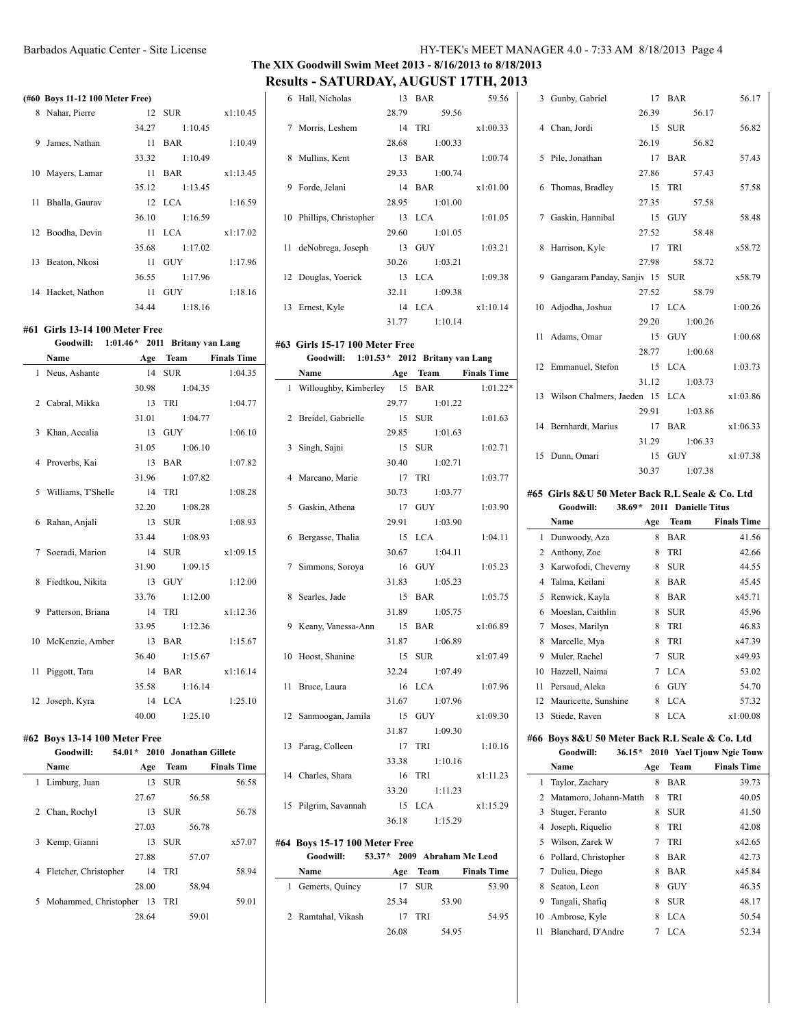## The XIX Goodwill Swim Meet 2013 - 8/16/2013 to 8/18/2013

## Results - SATURDAY, AUGUST 17TH, 2013

### (#60 Boys 11-12 100 Meter Free)

| | Name | Age | Team | Finals Time |
|---|---|---|---|---|
| 8 | Nahar, Pierre | 12 | SUR | x1:10.45 |
| | | 34.27 | 1:10.45 | |
| 9 | James, Nathan | 11 | BAR | 1:10.49 |
| | | 33.32 | 1:10.49 | |
| 10 | Mayers, Lamar | 11 | BAR | x1:13.45 |
| | | 35.12 | 1:13.45 | |
| 11 | Bhalla, Gaurav | 12 | LCA | 1:16.59 |
| | | 36.10 | 1:16.59 | |
| 12 | Boodha, Devin | 11 | LCA | x1:17.02 |
| | | 35.68 | 1:17.02 | |
| 13 | Beaton, Nkosi | 11 | GUY | 1:17.96 |
| | | 36.55 | 1:17.96 | |
| 14 | Hacket, Nathon | 11 | GUY | 1:18.16 |
| | | 34.44 | 1:18.16 | |

### #61 Girls 13-14 100 Meter Free

Goodwill: 1:01.46* 2011 Britany van Lang

| | Name | Age | Team | Finals Time |
|---|---|---|---|---|
| 1 | Neus, Ashante | 14 | SUR | 1:04.35 |
| | | 30.98 | 1:04.35 | |
| 2 | Cabral, Mikka | 13 | TRI | 1:04.77 |
| | | 31.01 | 1:04.77 | |
| 3 | Khan, Accalia | 13 | GUY | 1:06.10 |
| | | 31.05 | 1:06.10 | |
| 4 | Proverbs, Kai | 13 | BAR | 1:07.82 |
| | | 31.96 | 1:07.82 | |
| 5 | Williams, T'Shelle | 14 | TRI | 1:08.28 |
| | | 32.20 | 1:08.28 | |
| 6 | Rahan, Anjali | 13 | SUR | 1:08.93 |
| | | 33.44 | 1:08.93 | |
| 7 | Soeradi, Marion | 14 | SUR | x1:09.15 |
| | | 31.90 | 1:09.15 | |
| 8 | Fiedtkou, Nikita | 13 | GUY | 1:12.00 |
| | | 33.76 | 1:12.00 | |
| 9 | Patterson, Briana | 14 | TRI | x1:12.36 |
| | | 33.95 | 1:12.36 | |
| 10 | McKenzie, Amber | 13 | BAR | 1:15.67 |
| | | 36.40 | 1:15.67 | |
| 11 | Piggott, Tara | 14 | BAR | x1:16.14 |
| | | 35.58 | 1:16.14 | |
| 12 | Joseph, Kyra | 14 | LCA | 1:25.10 |
| | | 40.00 | 1:25.10 | |

### #62 Boys 13-14 100 Meter Free

Goodwill: 54.01* 2010 Jonathan Gillete

| | Name | Age | Team | Finals Time |
|---|---|---|---|---|
| 1 | Limburg, Juan | 13 | SUR | 56.58 |
| | | 27.67 | 56.58 | |
| 2 | Chan, Rochyl | 13 | SUR | 56.78 |
| | | 27.03 | 56.78 | |
| 3 | Kemp, Gianni | 13 | SUR | x57.07 |
| | | 27.88 | 57.07 | |
| 4 | Fletcher, Christopher | 14 | TRI | 58.94 |
| | | 28.00 | 58.94 | |
| 5 | Mohammed, Christopher | 13 | TRI | 59.01 |
| | | 28.64 | 59.01 | |
| 6 | Hall, Nicholas | 13 | BAR | 59.56 |
| | | 28.79 | 59.56 | |
| 7 | Morris, Leshem | 14 | TRI | x1:00.33 |
| | | 28.68 | 1:00.33 | |
| 8 | Mullins, Kent | 13 | BAR | 1:00.74 |
| | | 29.33 | 1:00.74 | |
| 9 | Forde, Jelani | 14 | BAR | x1:01.00 |
| | | 28.95 | 1:01.00 | |
| 10 | Phillips, Christopher | 13 | LCA | 1:01.05 |
| | | 29.60 | 1:01.05 | |
| 11 | deNobrega, Joseph | 13 | GUY | 1:03.21 |
| | | 30.26 | 1:03.21 | |
| 12 | Douglas, Yoerick | 13 | LCA | 1:09.38 |
| | | 32.11 | 1:09.38 | |
| 13 | Ernest, Kyle | 14 | LCA | x1:10.14 |
| | | 31.77 | 1:10.14 | |

### #63 Girls 15-17 100 Meter Free

Goodwill: 1:01.53* 2012 Britany van Lang

| | Name | Age | Team | Finals Time |
|---|---|---|---|---|
| 1 | Willoughby, Kimberley | 15 | BAR | 1:01.22* |
| | | 29.77 | 1:01.22 | |
| 2 | Breidel, Gabrielle | 15 | SUR | 1:01.63 |
| | | 29.85 | 1:01.63 | |
| 3 | Singh, Sajni | 15 | SUR | 1:02.71 |
| | | 30.40 | 1:02.71 | |
| 4 | Marcano, Marie | 17 | TRI | 1:03.77 |
| | | 30.73 | 1:03.77 | |
| 5 | Gaskin, Athena | 17 | GUY | 1:03.90 |
| | | 29.91 | 1:03.90 | |
| 6 | Bergasse, Thalia | 15 | LCA | 1:04.11 |
| | | 30.67 | 1:04.11 | |
| 7 | Simmons, Soroya | 16 | GUY | 1:05.23 |
| | | 31.83 | 1:05.23 | |
| 8 | Searles, Jade | 15 | BAR | 1:05.75 |
| | | 31.89 | 1:05.75 | |
| 9 | Keany, Vanessa-Ann | 15 | BAR | x1:06.89 |
| | | 31.87 | 1:06.89 | |
| 10 | Hoost, Shanine | 15 | SUR | x1:07.49 |
| | | 32.24 | 1:07.49 | |
| 11 | Bruce, Laura | 16 | LCA | 1:07.96 |
| | | 31.67 | 1:07.96 | |
| 12 | Sanmoogan, Jamila | 15 | GUY | x1:09.30 |
| | | 31.87 | 1:09.30 | |
| 13 | Parag, Colleen | 17 | TRI | 1:10.16 |
| | | 33.38 | 1:10.16 | |
| 14 | Charles, Shara | 16 | TRI | x1:11.23 |
| | | 33.20 | 1:11.23 | |
| 15 | Pilgrim, Savannah | 15 | LCA | x1:15.29 |
| | | 36.18 | 1:15.29 | |

### #64 Boys 15-17 100 Meter Free

Goodwill: 53.37* 2009 Abraham Mc Leod

| | Name | Age | Team | Finals Time |
|---|---|---|---|---|
| 1 | Gemerts, Quincy | 17 | SUR | 53.90 |
| | | 25.34 | 53.90 | |
| 2 | Ramtahal, Vikash | 17 | TRI | 54.95 |
| | | 26.08 | 54.95 | |
| 3 | Gunby, Gabriel | 17 | BAR | 56.17 |
| | | 26.39 | 56.17 | |
| 4 | Chan, Jordi | 15 | SUR | 56.82 |
| | | 26.19 | 56.82 | |
| 5 | Pile, Jonathan | 17 | BAR | 57.43 |
| | | 27.86 | 57.43 | |
| 6 | Thomas, Bradley | 15 | TRI | 57.58 |
| | | 27.35 | 57.58 | |
| 7 | Gaskin, Hannibal | 15 | GUY | 58.48 |
| | | 27.52 | 58.48 | |
| 8 | Harrison, Kyle | 17 | TRI | x58.72 |
| | | 27.98 | 58.72 | |
| 9 | Gangaram Panday, Sanjiv | 15 | SUR | x58.79 |
| | | 27.52 | 58.79 | |
| 10 | Adjodha, Joshua | 17 | LCA | 1:00.26 |
| | | 29.20 | 1:00.26 | |
| 11 | Adams, Omar | 15 | GUY | 1:00.68 |
| | | 28.77 | 1:00.68 | |
| 12 | Emmanuel, Stefon | 15 | LCA | 1:03.73 |
| | | 31.12 | 1:03.73 | |
| 13 | Wilson Chalmers, Jaeden | 15 | LCA | x1:03.86 |
| | | 29.91 | 1:03.86 | |
| 14 | Bernhardt, Marius | 17 | BAR | x1:06.33 |
| | | 31.29 | 1:06.33 | |
| 15 | Dunn, Omari | 15 | GUY | x1:07.38 |
| | | 30.37 | 1:07.38 | |

### #65 Girls 8&U 50 Meter Back R.L Seale & Co. Ltd

Goodwill: 38.69* 2011 Danielle Titus

| | Name | Age | Team | Finals Time |
|---|---|---|---|---|
| 1 | Dunwoody, Aza | 8 | BAR | 41.56 |
| 2 | Anthony, Zoe | 8 | TRI | 42.66 |
| 3 | Karwofodi, Cheverny | 8 | SUR | 44.55 |
| 4 | Talma, Keilani | 8 | BAR | 45.45 |
| 5 | Renwick, Kayla | 8 | BAR | x45.71 |
| 6 | Moeslan, Caithlin | 8 | SUR | 45.96 |
| 7 | Moses, Marilyn | 8 | TRI | 46.83 |
| 8 | Marcelle, Mya | 8 | TRI | x47.39 |
| 9 | Muler, Rachel | 7 | SUR | x49.93 |
| 10 | Hazzell, Naima | 7 | LCA | 53.02 |
| 11 | Persaud, Aleka | 6 | GUY | 54.70 |
| 12 | Mauricette, Sunshine | 8 | LCA | 57.32 |
| 13 | Stiede, Raven | 8 | LCA | x1:00.08 |

### #66 Boys 8&U 50 Meter Back R.L Seale & Co. Ltd

Goodwill: 36.15* 2010 Yael Tjouw Ngie Touw

| | Name | Age | Team | Finals Time |
|---|---|---|---|---|
| 1 | Taylor, Zachary | 8 | BAR | 39.73 |
| 2 | Matamoro, Johann-Matth | 8 | TRI | 40.05 |
| 3 | Stuger, Feranto | 8 | SUR | 41.50 |
| 4 | Joseph, Riquelio | 8 | TRI | 42.08 |
| 5 | Wilson, Zarek W | 7 | TRI | x42.65 |
| 6 | Pollard, Christopher | 8 | BAR | 42.73 |
| 7 | Dulieu, Diego | 8 | BAR | x45.84 |
| 8 | Seaton, Leon | 8 | GUY | 46.35 |
| 9 | Tangali, Shafiq | 8 | SUR | 48.17 |
| 10 | Ambrose, Kyle | 8 | LCA | 50.54 |
| 11 | Blanchard, D'Andre | 7 | LCA | 52.34 |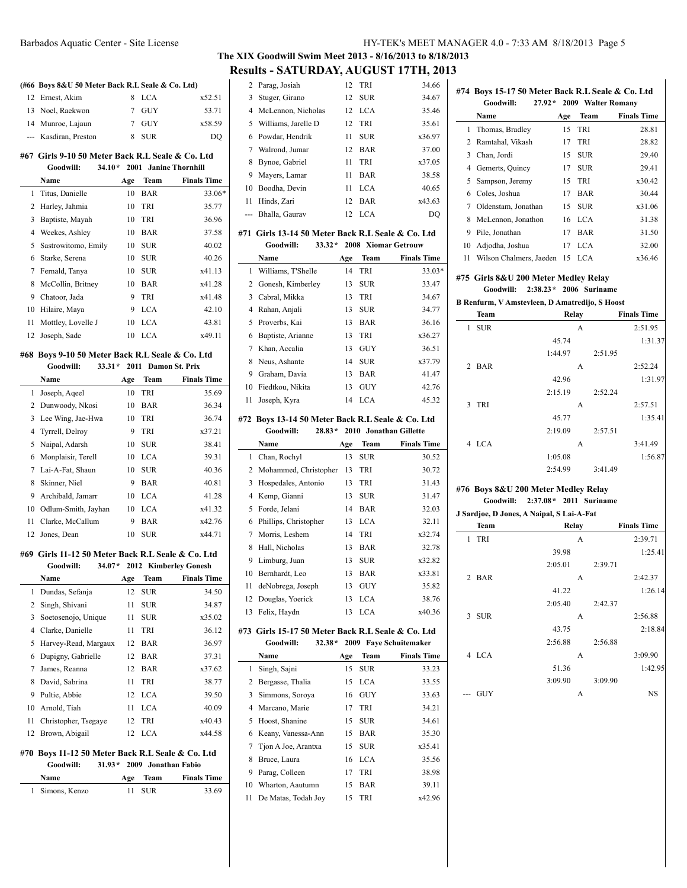## The XIX Goodwill Swim Meet 2013 - 8/16/2013 to 8/18/2013

## Results - SATURDAY, AUGUST 17TH, 2013

### (#66 Boys 8&U 50 Meter Back R.L Seale & Co. Ltd)

| | Name | Age | Team | Finals Time |
|---|---|---|---|---|
| 12 | Ernest, Akim | 8 | LCA | x52.51 |
| 13 | Noel, Raekwon | 7 | GUY | 53.71 |
| 14 | Munroe, Lajaun | 7 | GUY | x58.59 |
| --- | Kasdiran, Preston | 8 | SUR | DQ |

### #67 Girls 9-10 50 Meter Back R.L Seale & Co. Ltd

Goodwill: 34.10* 2001 Janine Thornhill

| | Name | Age | Team | Finals Time |
|---|---|---|---|---|
| 1 | Titus, Danielle | 10 | BAR | 33.06* |
| 2 | Harley, Jahmia | 10 | TRI | 35.77 |
| 3 | Baptiste, Mayah | 10 | TRI | 36.96 |
| 4 | Weekes, Ashley | 10 | BAR | 37.58 |
| 5 | Sastrowitomo, Emily | 10 | SUR | 40.02 |
| 6 | Starke, Serena | 10 | SUR | 40.26 |
| 7 | Fernald, Tanya | 10 | SUR | x41.13 |
| 8 | McCollin, Britney | 10 | BAR | x41.28 |
| 9 | Chatoor, Jada | 9 | TRI | x41.48 |
| 10 | Hilaire, Maya | 9 | LCA | 42.10 |
| 11 | Mottley, Lovelle J | 10 | LCA | 43.81 |
| 12 | Joseph, Sade | 10 | LCA | x49.11 |

### #68 Boys 9-10 50 Meter Back R.L Seale & Co. Ltd

Goodwill: 33.31* 2011 Damon St. Prix

| | Name | Age | Team | Finals Time |
|---|---|---|---|---|
| 1 | Joseph, Aqeel | 10 | TRI | 35.69 |
| 2 | Dunwoody, Nkosi | 10 | BAR | 36.34 |
| 3 | Lee Wing, Jae-Hwa | 10 | TRI | 36.74 |
| 4 | Tyrrell, Delroy | 9 | TRI | x37.21 |
| 5 | Naipal, Adarsh | 10 | SUR | 38.41 |
| 6 | Monplaisir, Terell | 10 | LCA | 39.31 |
| 7 | Lai-A-Fat, Shaun | 10 | SUR | 40.36 |
| 8 | Skinner, Niel | 9 | BAR | 40.81 |
| 9 | Archibald, Jamarr | 10 | LCA | 41.28 |
| 10 | Odlum-Smith, Jayhan | 10 | LCA | x41.32 |
| 11 | Clarke, McCallum | 9 | BAR | x42.76 |
| 12 | Jones, Dean | 10 | SUR | x44.71 |

### #69 Girls 11-12 50 Meter Back R.L Seale & Co. Ltd

Goodwill: 34.07* 2012 Kimberley Gonesh

| | Name | Age | Team | Finals Time |
|---|---|---|---|---|
| 1 | Dundas, Sefanja | 12 | SUR | 34.50 |
| 2 | Singh, Shivani | 11 | SUR | 34.87 |
| 3 | Soetosenojo, Unique | 11 | SUR | x35.02 |
| 4 | Clarke, Danielle | 11 | TRI | 36.12 |
| 5 | Harvey-Read, Margaux | 12 | BAR | 36.97 |
| 6 | Dupigny, Gabrielle | 12 | BAR | 37.31 |
| 7 | James, Reanna | 12 | BAR | x37.62 |
| 8 | David, Sabrina | 11 | TRI | 38.77 |
| 9 | Pultie, Abbie | 12 | LCA | 39.50 |
| 10 | Arnold, Tiah | 11 | LCA | 40.09 |
| 11 | Christopher, Tsegaye | 12 | TRI | x40.43 |
| 12 | Brown, Abigail | 12 | LCA | x44.58 |

### #70 Boys 11-12 50 Meter Back R.L Seale & Co. Ltd

Goodwill: 31.93* 2009 Jonathan Fabio

| | Name | Age | Team | Finals Time |
|---|---|---|---|---|
| 1 | Simons, Kenzo | 11 | SUR | 33.69 |
| 2 | Parag, Josiah | 12 | TRI | 34.66 |
| 3 | Stuger, Girano | 12 | SUR | 34.67 |
| 4 | McLennon, Nicholas | 12 | LCA | 35.46 |
| 5 | Williams, Jarelle D | 12 | TRI | 35.61 |
| 6 | Powdar, Hendrik | 11 | SUR | x36.97 |
| 7 | Walrond, Jumar | 12 | BAR | 37.00 |
| 8 | Bynoe, Gabriel | 11 | TRI | x37.05 |
| 9 | Mayers, Lamar | 11 | BAR | 38.58 |
| 10 | Boodha, Devin | 11 | LCA | 40.65 |
| 11 | Hinds, Zari | 12 | BAR | x43.63 |
| --- | Bhalla, Gaurav | 12 | LCA | DQ |

### #71 Girls 13-14 50 Meter Back R.L Seale & Co. Ltd

Goodwill: 33.32* 2008 Xiomar Getrouw

| | Name | Age | Team | Finals Time |
|---|---|---|---|---|
| 1 | Williams, T'Shelle | 14 | TRI | 33.03* |
| 2 | Gonesh, Kimberley | 13 | SUR | 33.47 |
| 3 | Cabral, Mikka | 13 | TRI | 34.67 |
| 4 | Rahan, Anjali | 13 | SUR | 34.77 |
| 5 | Proverbs, Kai | 13 | BAR | 36.16 |
| 6 | Baptiste, Arianne | 13 | TRI | x36.27 |
| 7 | Khan, Accalia | 13 | GUY | 36.51 |
| 8 | Neus, Ashante | 14 | SUR | x37.79 |
| 9 | Graham, Davia | 13 | BAR | 41.47 |
| 10 | Fiedtkou, Nikita | 13 | GUY | 42.76 |
| 11 | Joseph, Kyra | 14 | LCA | 45.32 |

### #72 Boys 13-14 50 Meter Back R.L Seale & Co. Ltd

Goodwill: 28.83* 2010 Jonathan Gillette

| | Name | Age | Team | Finals Time |
|---|---|---|---|---|
| 1 | Chan, Rochyl | 13 | SUR | 30.52 |
| 2 | Mohammed, Christopher | 13 | TRI | 30.72 |
| 3 | Hospedales, Antonio | 13 | TRI | 31.43 |
| 4 | Kemp, Gianni | 13 | SUR | 31.47 |
| 5 | Forde, Jelani | 14 | BAR | 32.03 |
| 6 | Phillips, Christopher | 13 | LCA | 32.11 |
| 7 | Morris, Leshem | 14 | TRI | x32.74 |
| 8 | Hall, Nicholas | 13 | BAR | 32.78 |
| 9 | Limburg, Juan | 13 | SUR | x32.82 |
| 10 | Bernhardt, Leo | 13 | BAR | x33.81 |
| 11 | deNobrega, Joseph | 13 | GUY | 35.82 |
| 12 | Douglas, Yoerick | 13 | LCA | 38.76 |
| 13 | Felix, Haydn | 13 | LCA | x40.36 |

### #73 Girls 15-17 50 Meter Back R.L Seale & Co. Ltd

Goodwill: 32.38* 2009 Faye Schuitemaker

| | Name | Age | Team | Finals Time |
|---|---|---|---|---|
| 1 | Singh, Sajni | 15 | SUR | 33.23 |
| 2 | Bergasse, Thalia | 15 | LCA | 33.55 |
| 3 | Simmons, Soroya | 16 | GUY | 33.63 |
| 4 | Marcano, Marie | 17 | TRI | 34.21 |
| 5 | Hoost, Shanine | 15 | SUR | 34.61 |
| 6 | Keany, Vanessa-Ann | 15 | BAR | 35.30 |
| 7 | Tjon A Joe, Arantxa | 15 | SUR | x35.41 |
| 8 | Bruce, Laura | 16 | LCA | 35.56 |
| 9 | Parag, Colleen | 17 | TRI | 38.98 |
| 10 | Wharton, Aautumn | 15 | BAR | 39.11 |
| 11 | De Matas, Todah Joy | 15 | TRI | x42.96 |

### #74 Boys 15-17 50 Meter Back R.L Seale & Co. Ltd

Goodwill: 27.92* 2009 Walter Romany

| | Name | Age | Team | Finals Time |
|---|---|---|---|---|
| 1 | Thomas, Bradley | 15 | TRI | 28.81 |
| 2 | Ramtahal, Vikash | 17 | TRI | 28.82 |
| 3 | Chan, Jordi | 15 | SUR | 29.40 |
| 4 | Gemerts, Quincy | 17 | SUR | 29.41 |
| 5 | Sampson, Jeremy | 15 | TRI | x30.42 |
| 6 | Coles, Joshua | 17 | BAR | 30.44 |
| 7 | Oldenstam, Jonathan | 15 | SUR | x31.06 |
| 8 | McLennon, Jonathon | 16 | LCA | 31.38 |
| 9 | Pile, Jonathan | 17 | BAR | 31.50 |
| 10 | Adjodha, Joshua | 17 | LCA | 32.00 |
| 11 | Wilson Chalmers, Jaeden | 15 | LCA | x36.46 |

### #75 Girls 8&U 200 Meter Medley Relay

Goodwill: 2:38.23* 2006 Suriname

B Renfurm, V Amstevleen, D Amatredijo, S Hoost

| | Team | Relay | Finals Time |
|---|---|---|---|
| 1 | SUR | A | 2:51.95 |
| | 45.74 | 1:31.37 | |
| | 1:44.97 | 2:51.95 | |
| 2 | BAR | A | 2:52.24 |
| | 42.96 | 1:31.97 | |
| | 2:15.19 | 2:52.24 | |
| 3 | TRI | A | 2:57.51 |
| | 45.77 | 1:35.41 | |
| | 2:19.09 | 2:57.51 | |
| 4 | LCA | A | 3:41.49 |
| | 1:05.08 | 1:56.87 | |
| | 2:54.99 | 3:41.49 | |

### #76 Boys 8&U 200 Meter Medley Relay

Goodwill: 2:37.08* 2011 Suriname

J Sardjoe, D Jones, A Naipal, S Lai-A-Fat

| | Team | Relay | Finals Time |
|---|---|---|---|
| 1 | TRI | A | 2:39.71 |
| | 39.98 | 1:25.41 | |
| | 2:05.01 | 2:39.71 | |
| 2 | BAR | A | 2:42.37 |
| | 41.22 | 1:26.14 | |
| | 2:05.40 | 2:42.37 | |
| 3 | SUR | A | 2:56.88 |
| | 43.75 | 2:18.84 | |
| | 2:56.88 | 2:56.88 | |
| 4 | LCA | A | 3:09.90 |
| | 51.36 | 1:42.95 | |
| | 3:09.90 | 3:09.90 | |
| --- | GUY | A | NS |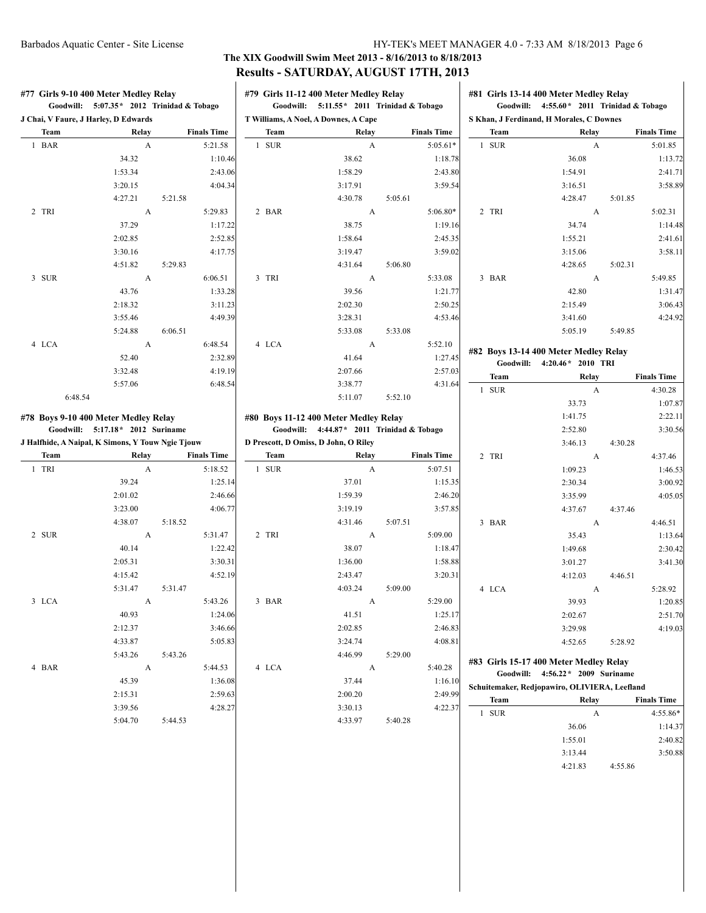**The XIX Goodwill Swim Meet 2013 - 8/16/2013 to 8/18/2013**

**Results - SATURDAY, AUGUST 17TH, 2013**

### #77 Girls 9-10 400 Meter Medley Relay

**Goodwill: 5:07.35* 2012 Trinidad & Tobago**

**J Chai, V Faure, J Harley, D Edwards**

| | Team | Relay | Finals Time |
|---|---|---|---|
| 1 | BAR | A | 5:21.58 |
| | 34.32 | | 1:10.46 |
| | 1:53.34 | | 2:43.06 |
| | 3:20.15 | | 4:04.34 |
| | 4:27.21 | 5:21.58 | |
| 2 | TRI | A | 5:29.83 |
| | 37.29 | | 1:17.22 |
| | 2:02.85 | | 2:52.85 |
| | 3:30.16 | | 4:17.75 |
| | 4:51.82 | 5:29.83 | |
| 3 | SUR | A | 6:06.51 |
| | 43.76 | | 1:33.28 |
| | 2:18.32 | | 3:11.23 |
| | 3:55.46 | | 4:49.39 |
| | 5:24.88 | 6:06.51 | |
| 4 | LCA | A | 6:48.54 |
| | 52.40 | | 2:32.89 |
| | 3:32.48 | | 4:19.19 |
| | 5:57.06 | | 6:48.54 |
| | 6:48.54 | | |

### #78 Boys 9-10 400 Meter Medley Relay

**Goodwill: 5:17.18* 2012 Suriname**

**J Halfhide, A Naipal, K Simons, Y Touw Ngie Tjouw**

| | Team | Relay | Finals Time |
|---|---|---|---|
| 1 | TRI | A | 5:18.52 |
| | 39.24 | | 1:25.14 |
| | 2:01.02 | | 2:46.66 |
| | 3:23.00 | | 4:06.77 |
| | 4:38.07 | 5:18.52 | |
| 2 | SUR | A | 5:31.47 |
| | 40.14 | | 1:22.42 |
| | 2:05.31 | | 3:30.31 |
| | 4:15.42 | | 4:52.19 |
| | 5:31.47 | 5:31.47 | |
| 3 | LCA | A | 5:43.26 |
| | 40.93 | | 1:24.06 |
| | 2:12.37 | | 3:46.66 |
| | 4:33.87 | | 5:05.83 |
| | 5:43.26 | 5:43.26 | |
| 4 | BAR | A | 5:44.53 |
| | 45.39 | | 1:36.08 |
| | 2:15.31 | | 2:59.63 |
| | 3:39.56 | | 4:28.27 |
| | 5:04.70 | 5:44.53 | |

### #79 Girls 11-12 400 Meter Medley Relay

**Goodwill: 5:11.55* 2011 Trinidad & Tobago**

**T Williams, A Noel, A Downes, A Cape**

| | Team | Relay | Finals Time |
|---|---|---|---|
| 1 | SUR | A | 5:05.61* |
| | 38.62 | | 1:18.78 |
| | 1:58.29 | | 2:43.80 |
| | 3:17.91 | | 3:59.54 |
| | 4:30.78 | 5:05.61 | |
| 2 | BAR | A | 5:06.80* |
| | 38.75 | | 1:19.16 |
| | 1:58.64 | | 2:45.35 |
| | 3:19.47 | | 3:59.02 |
| | 4:31.64 | 5:06.80 | |
| 3 | TRI | A | 5:33.08 |
| | 39.56 | | 1:21.77 |
| | 2:02.30 | | 2:50.25 |
| | 3:28.31 | | 4:53.46 |
| | 5:33.08 | 5:33.08 | |
| 4 | LCA | A | 5:52.10 |
| | 41.64 | | 1:27.45 |
| | 2:07.66 | | 2:57.03 |
| | 3:38.77 | | 4:31.64 |
| | 5:11.07 | 5:52.10 | |

### #80 Boys 11-12 400 Meter Medley Relay

**Goodwill: 4:44.87* 2011 Trinidad & Tobago**

**D Prescott, D Omiss, D John, O Riley**

| | Team | Relay | Finals Time |
|---|---|---|---|
| 1 | SUR | A | 5:07.51 |
| | 37.01 | | 1:15.35 |
| | 1:59.39 | | 2:46.20 |
| | 3:19.19 | | 3:57.85 |
| | 4:31.46 | 5:07.51 | |
| 2 | TRI | A | 5:09.00 |
| | 38.07 | | 1:18.47 |
| | 1:36.00 | | 1:58.88 |
| | 2:43.47 | | 3:20.31 |
| | 4:03.24 | 5:09.00 | |
| 3 | BAR | A | 5:29.00 |
| | 41.51 | | 1:25.17 |
| | 2:02.85 | | 2:46.83 |
| | 3:24.74 | | 4:08.81 |
| | 4:46.99 | 5:29.00 | |
| 4 | LCA | A | 5:40.28 |
| | 37.44 | | 1:16.10 |
| | 2:00.20 | | 2:49.99 |
| | 3:30.13 | | 4:22.37 |
| | 4:33.97 | 5:40.28 | |

### #81 Girls 13-14 400 Meter Medley Relay

**Goodwill: 4:55.60* 2011 Trinidad & Tobago**

**S Khan, J Ferdinand, H Morales, C Downes**

| | Team | Relay | Finals Time |
|---|---|---|---|
| 1 | SUR | A | 5:01.85 |
| | 36.08 | | 1:13.72 |
| | 1:54.91 | | 2:41.71 |
| | 3:16.51 | | 3:58.89 |
| | 4:28.47 | 5:01.85 | |
| 2 | TRI | A | 5:02.31 |
| | 34.74 | | 1:14.48 |
| | 1:55.21 | | 2:41.61 |
| | 3:15.06 | | 3:58.11 |
| | 4:28.65 | 5:02.31 | |
| 3 | BAR | A | 5:49.85 |
| | 42.80 | | 1:31.47 |
| | 2:15.49 | | 3:06.43 |
| | 3:41.60 | | 4:24.92 |
| | 5:05.19 | 5:49.85 | |

### #82 Boys 13-14 400 Meter Medley Relay

**Goodwill: 4:20.46* 2010 TRI**

| | Team | Relay | Finals Time |
|---|---|---|---|
| 1 | SUR | A | 4:30.28 |
| | 33.73 | | 1:07.87 |
| | 1:41.75 | | 2:22.11 |
| | 2:52.80 | | 3:30.56 |
| | 3:46.13 | 4:30.28 | |
| 2 | TRI | A | 4:37.46 |
| | 1:09.23 | | 1:46.53 |
| | 2:30.34 | | 3:00.92 |
| | 3:35.99 | | 4:05.05 |
| | 4:37.67 | 4:37.46 | |
| 3 | BAR | A | 4:46.51 |
| | 35.43 | | 1:13.64 |
| | 1:49.68 | | 2:30.42 |
| | 3:01.27 | | 3:41.30 |
| | 4:12.03 | 4:46.51 | |
| 4 | LCA | A | 5:28.92 |
| | 39.93 | | 1:20.85 |
| | 2:02.67 | | 2:51.70 |
| | 3:29.98 | | 4:19.03 |
| | 4:52.65 | 5:28.92 | |

### #83 Girls 15-17 400 Meter Medley Relay

**Goodwill: 4:56.22* 2009 Suriname**

**Schuitemaker, Redjopawiro, OLIVIERA, Leefland**

| | Team | Relay | Finals Time |
|---|---|---|---|
| 1 | SUR | A | 4:55.86* |
| | 36.06 | | 1:14.37 |
| | 1:55.01 | | 2:40.82 |
| | 3:13.44 | | 3:50.88 |
| | 4:21.83 | 4:55.86 | |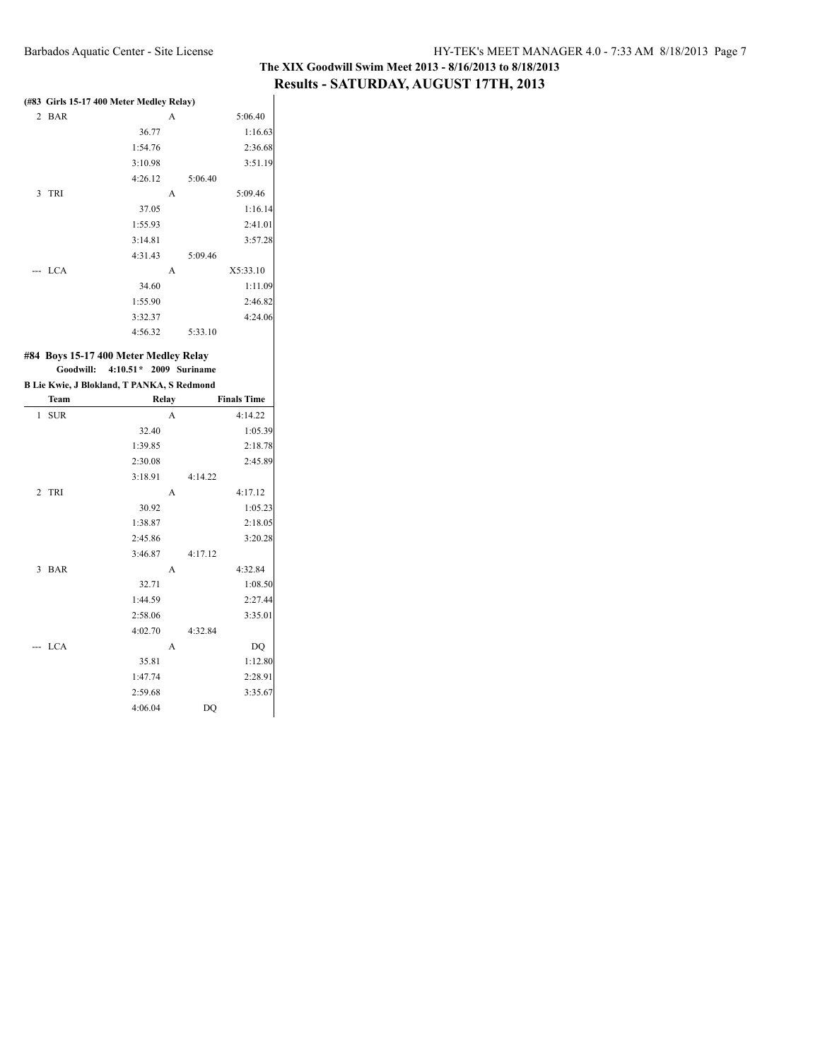## The XIX Goodwill Swim Meet 2013 - 8/16/2013 to 8/18/2013

## Results - SATURDAY, AUGUST 17TH, 2013

**(#83 Girls 15-17 400 Meter Medley Relay)**

| | Team | Relay | | Finals Time |
|---|---|---|---|---|
| 2 | BAR | A | | 5:06.40 |
| | | 36.77 | | 1:16.63 |
| | | 1:54.76 | | 2:36.68 |
| | | 3:10.98 | | 3:51.19 |
| | | 4:26.12 | 5:06.40 | |
| 3 | TRI | A | | 5:09.46 |
| | | 37.05 | | 1:16.14 |
| | | 1:55.93 | | 2:41.01 |
| | | 3:14.81 | | 3:57.28 |
| | | 4:31.43 | 5:09.46 | |
| --- | LCA | A | | X5:33.10 |
| | | 34.60 | | 1:11.09 |
| | | 1:55.90 | | 2:46.82 |
| | | 3:32.37 | | 4:24.06 |
| | | 4:56.32 | 5:33.10 | |

**#84 Boys 15-17 400 Meter Medley Relay**

**Goodwill: 4:10.51 * 2009 Suriname**

**B Lie Kwie, J Blokland, T PANKA, S Redmond**

| | Team | Relay | | Finals Time |
|---|---|---|---|---|
| 1 | SUR | A | | 4:14.22 |
| | | 32.40 | | 1:05.39 |
| | | 1:39.85 | | 2:18.78 |
| | | 2:30.08 | | 2:45.89 |
| | | 3:18.91 | 4:14.22 | |
| 2 | TRI | A | | 4:17.12 |
| | | 30.92 | | 1:05.23 |
| | | 1:38.87 | | 2:18.05 |
| | | 2:45.86 | | 3:20.28 |
| | | 3:46.87 | 4:17.12 | |
| 3 | BAR | A | | 4:32.84 |
| | | 32.71 | | 1:08.50 |
| | | 1:44.59 | | 2:27.44 |
| | | 2:58.06 | | 3:35.01 |
| | | 4:02.70 | 4:32.84 | |
| --- | LCA | A | | DQ |
| | | 35.81 | | 1:12.80 |
| | | 1:47.74 | | 2:28.91 |
| | | 2:59.68 | | 3:35.67 |
| | | 4:06.04 | DQ | |